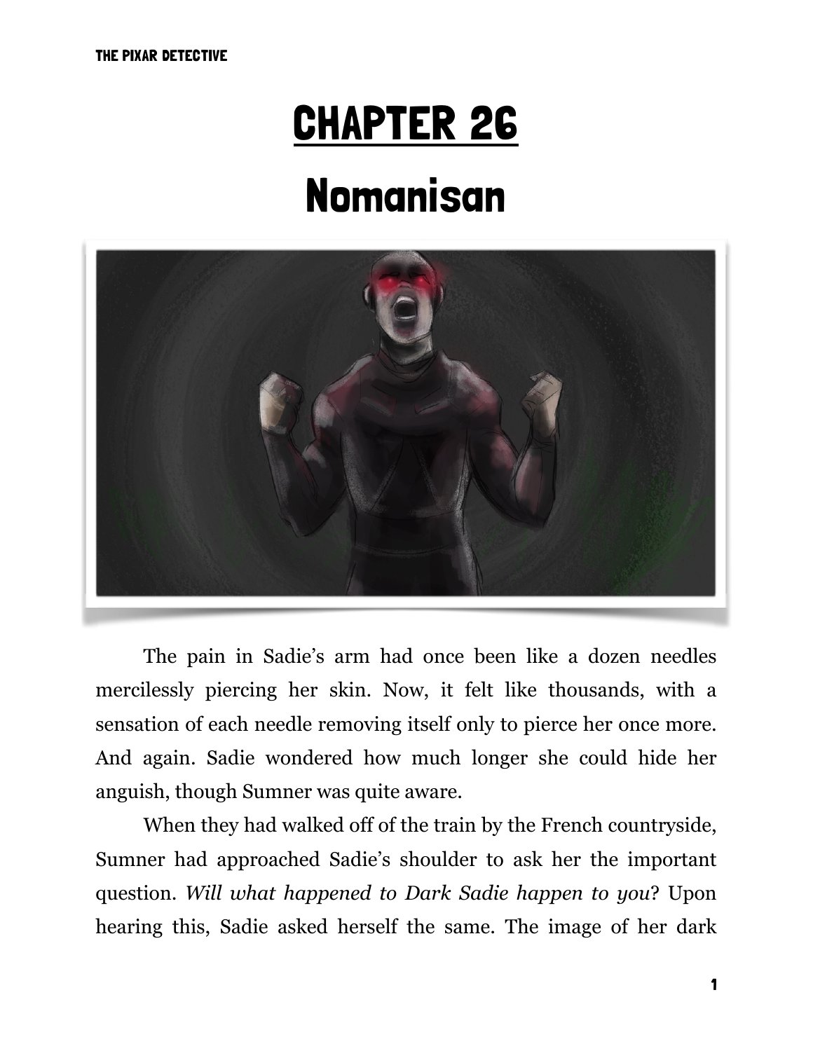# CHAPTER 26

# Nomanisan

The pain in Sadie's arm had once been like a dozen needles mercilessly piercing her skin. Now, it felt like thousands, with a sensation of each needle removing itself only to pierce her once more. And again. Sadie wondered how much longer she could hide her anguish, though Sumner was quite aware.

When they had walked off of the train by the French countryside, Sumner had approached Sadie's shoulder to ask her the important question. *Will what happened to Dark Sadie happen to you*? Upon hearing this, Sadie asked herself the same. The image of her dark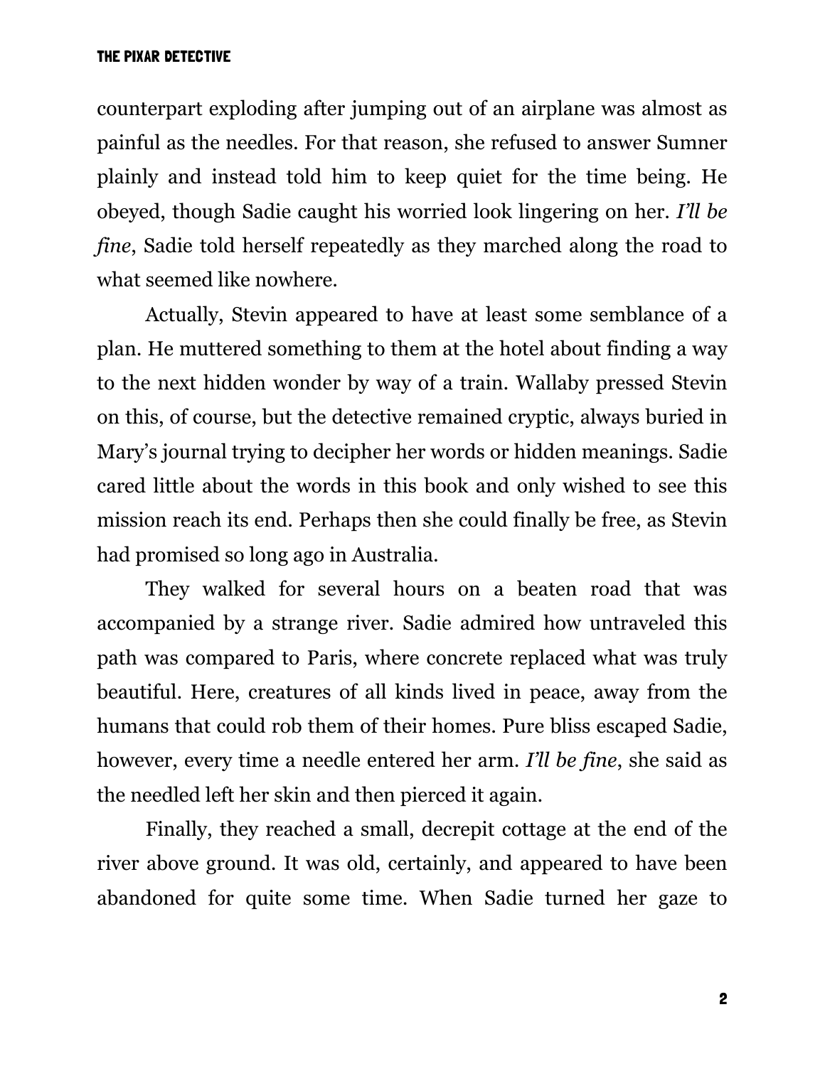counterpart exploding after jumping out of an airplane was almost as painful as the needles. For that reason, she refused to answer Sumner plainly and instead told him to keep quiet for the time being. He obeyed, though Sadie caught his worried look lingering on her. *I'll be fine*, Sadie told herself repeatedly as they marched along the road to what seemed like nowhere.

Actually, Stevin appeared to have at least some semblance of a plan. He muttered something to them at the hotel about finding a way to the next hidden wonder by way of a train. Wallaby pressed Stevin on this, of course, but the detective remained cryptic, always buried in Mary's journal trying to decipher her words or hidden meanings. Sadie cared little about the words in this book and only wished to see this mission reach its end. Perhaps then she could finally be free, as Stevin had promised so long ago in Australia.

They walked for several hours on a beaten road that was accompanied by a strange river. Sadie admired how untraveled this path was compared to Paris, where concrete replaced what was truly beautiful. Here, creatures of all kinds lived in peace, away from the humans that could rob them of their homes. Pure bliss escaped Sadie, however, every time a needle entered her arm. *I'll be fine*, she said as the needled left her skin and then pierced it again.

Finally, they reached a small, decrepit cottage at the end of the river above ground. It was old, certainly, and appeared to have been abandoned for quite some time. When Sadie turned her gaze to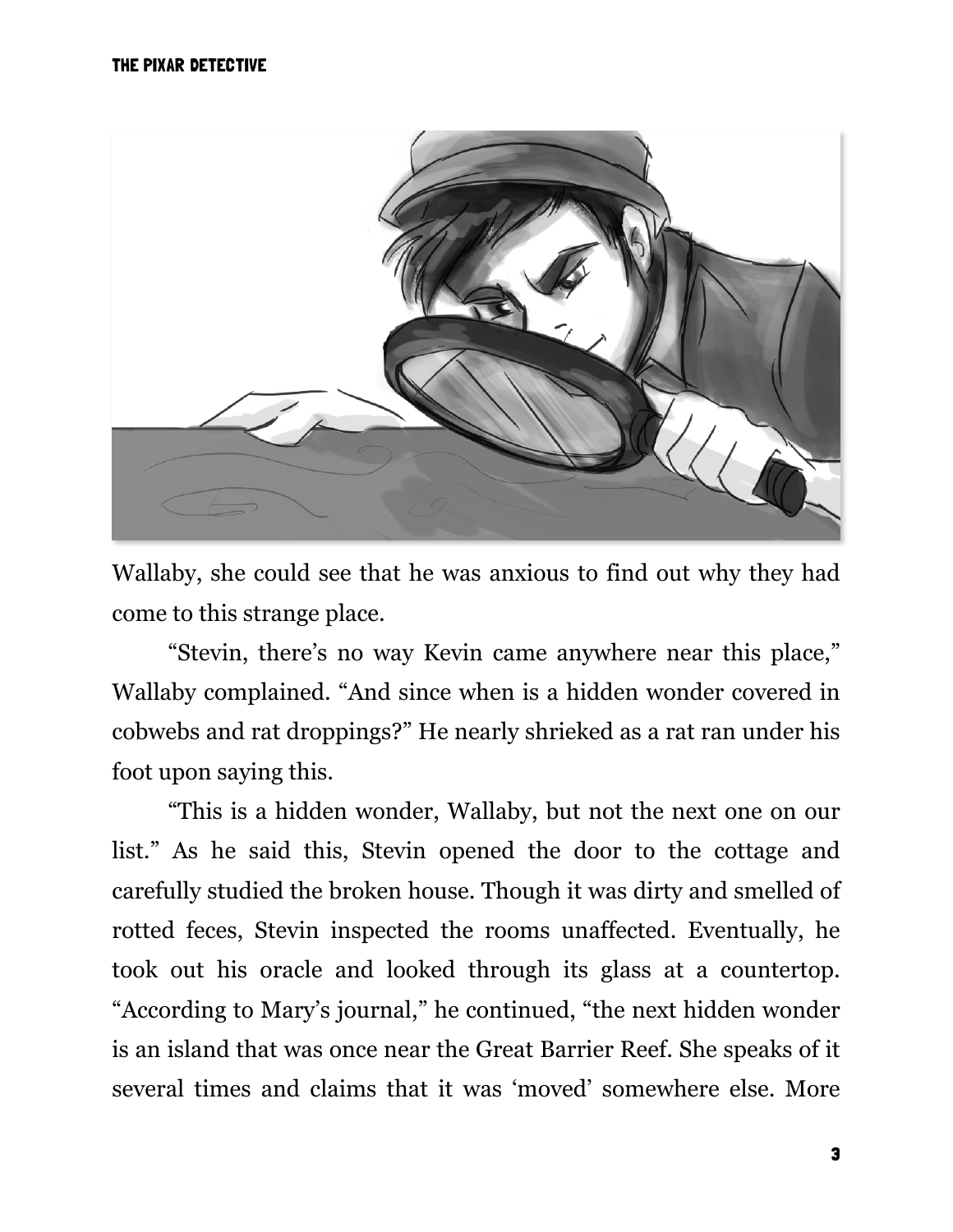Wallaby, she could see that he was anxious to find out why they had come to this strange place.

“Stevin, there’s no way Kevin came anywhere near this place,” Wallaby complained. “And since when is a hidden wonder covered in cobwebs and rat droppings?” He nearly shrieked as a rat ran under his foot upon saying this.

“This is a hidden wonder, Wallaby, but not the next one on our list.” As he said this, Stevin opened the door to the cottage and carefully studied the broken house. Though it was dirty and smelled of rotted feces, Stevin inspected the rooms unaffected. Eventually, he took out his oracle and looked through its glass at a countertop. “According to Mary’s journal,” he continued, “the next hidden wonder is an island that was once near the Great Barrier Reef. She speaks of it several times and claims that it was ‘moved’ somewhere else. More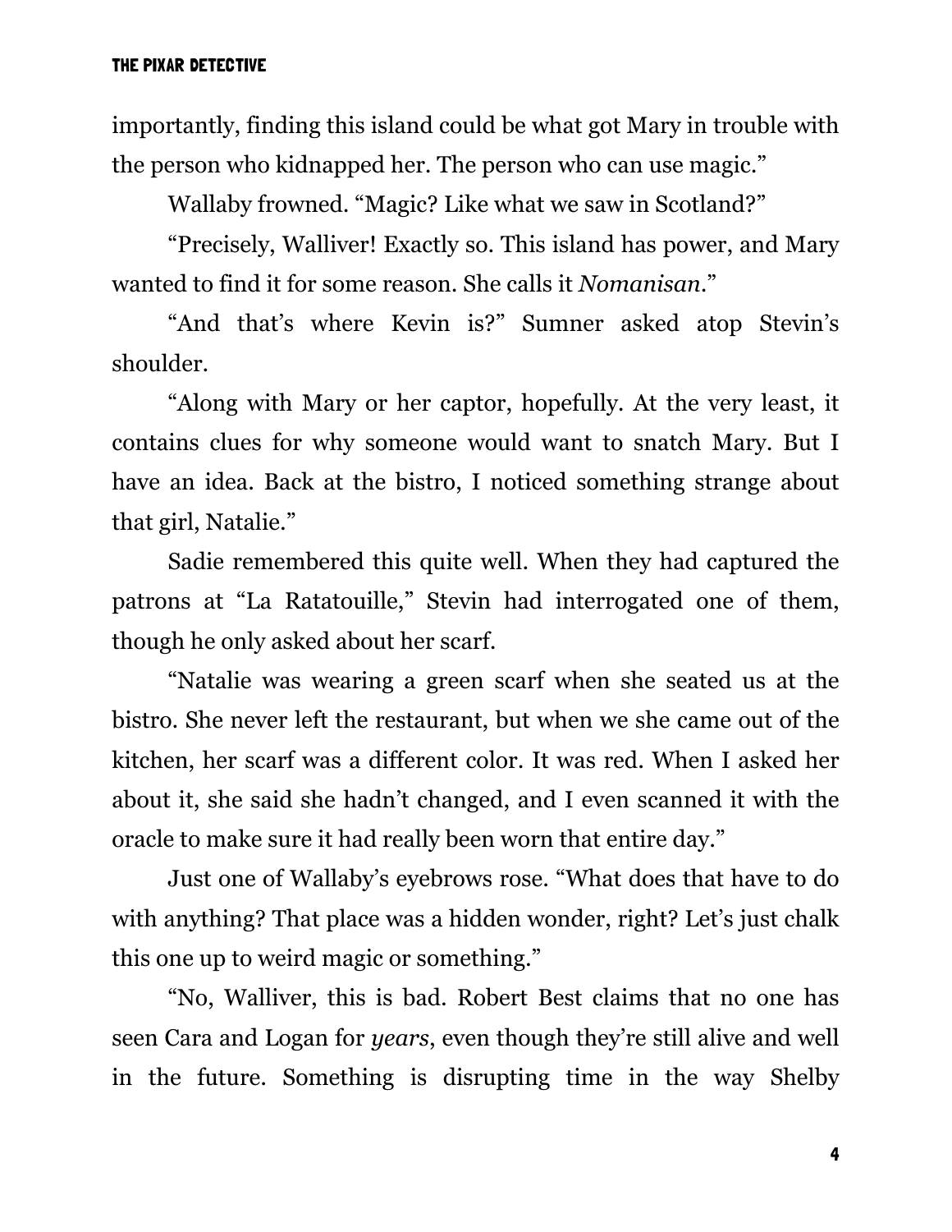importantly, finding this island could be what got Mary in trouble with the person who kidnapped her. The person who can use magic."

Wallaby frowned. "Magic? Like what we saw in Scotland?"

"Precisely, Walliver! Exactly so. This island has power, and Mary wanted to find it for some reason. She calls it *Nomanisan*."

"And that's where Kevin is?" Sumner asked atop Stevin's shoulder.

"Along with Mary or her captor, hopefully. At the very least, it contains clues for why someone would want to snatch Mary. But I have an idea. Back at the bistro, I noticed something strange about that girl, Natalie."

Sadie remembered this quite well. When they had captured the patrons at "La Ratatouille," Stevin had interrogated one of them, though he only asked about her scarf.

"Natalie was wearing a green scarf when she seated us at the bistro. She never left the restaurant, but when we she came out of the kitchen, her scarf was a different color. It was red. When I asked her about it, she said she hadn't changed, and I even scanned it with the oracle to make sure it had really been worn that entire day."

Just one of Wallaby's eyebrows rose. "What does that have to do with anything? That place was a hidden wonder, right? Let's just chalk this one up to weird magic or something."

"No, Walliver, this is bad. Robert Best claims that no one has seen Cara and Logan for *years*, even though they're still alive and well in the future. Something is disrupting time in the way Shelby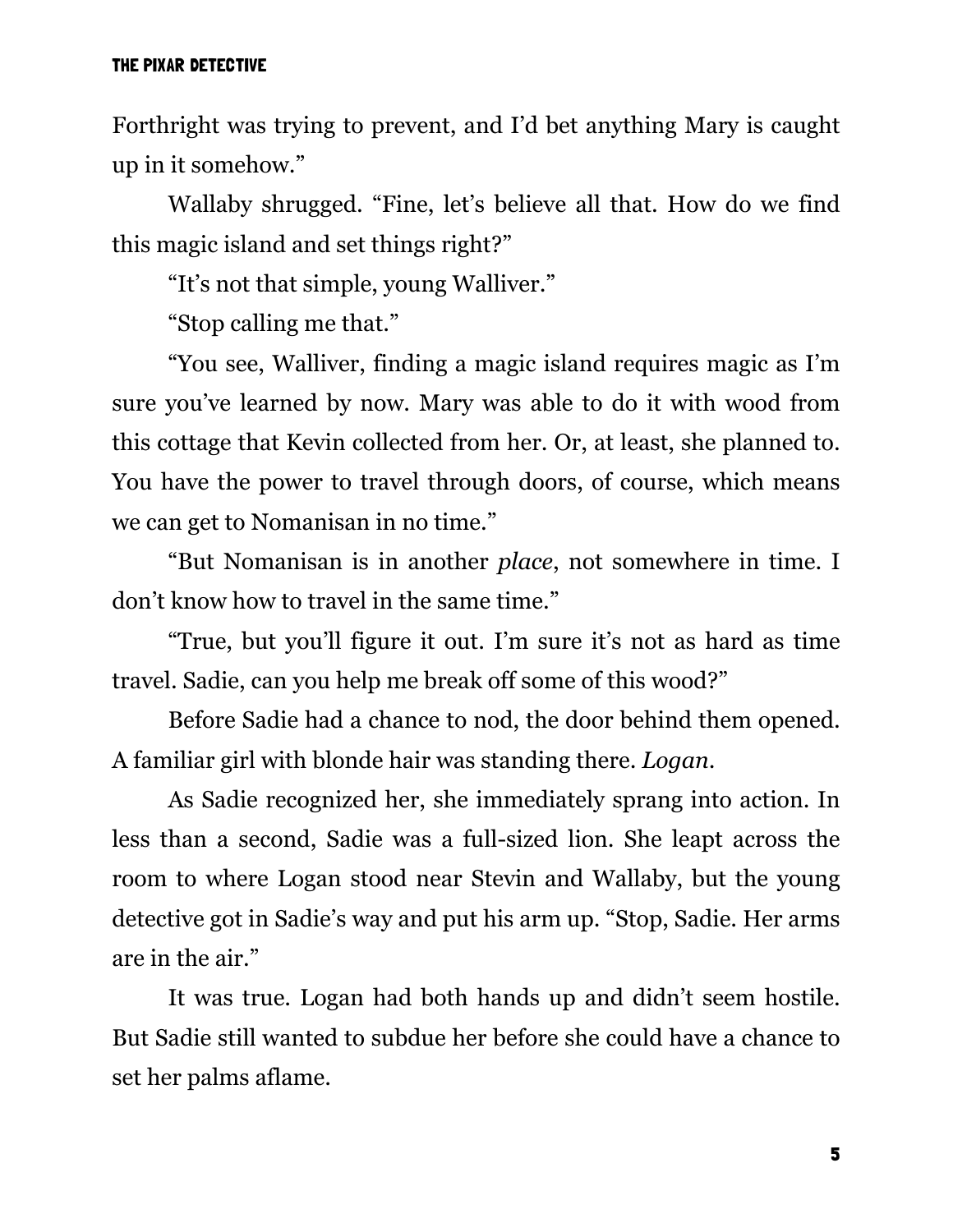Forthright was trying to prevent, and I'd bet anything Mary is caught up in it somehow."

Wallaby shrugged. "Fine, let's believe all that. How do we find this magic island and set things right?"

"It's not that simple, young Walliver."

"Stop calling me that."

"You see, Walliver, finding a magic island requires magic as I'm sure you've learned by now. Mary was able to do it with wood from this cottage that Kevin collected from her. Or, at least, she planned to. You have the power to travel through doors, of course, which means we can get to Nomanisan in no time."

"But Nomanisan is in another *place*, not somewhere in time. I don't know how to travel in the same time."

"True, but you'll figure it out. I'm sure it's not as hard as time travel. Sadie, can you help me break off some of this wood?"

Before Sadie had a chance to nod, the door behind them opened. A familiar girl with blonde hair was standing there. *Logan*.

As Sadie recognized her, she immediately sprang into action. In less than a second, Sadie was a full-sized lion. She leapt across the room to where Logan stood near Stevin and Wallaby, but the young detective got in Sadie's way and put his arm up. "Stop, Sadie. Her arms are in the air."

It was true. Logan had both hands up and didn't seem hostile. But Sadie still wanted to subdue her before she could have a chance to set her palms aflame.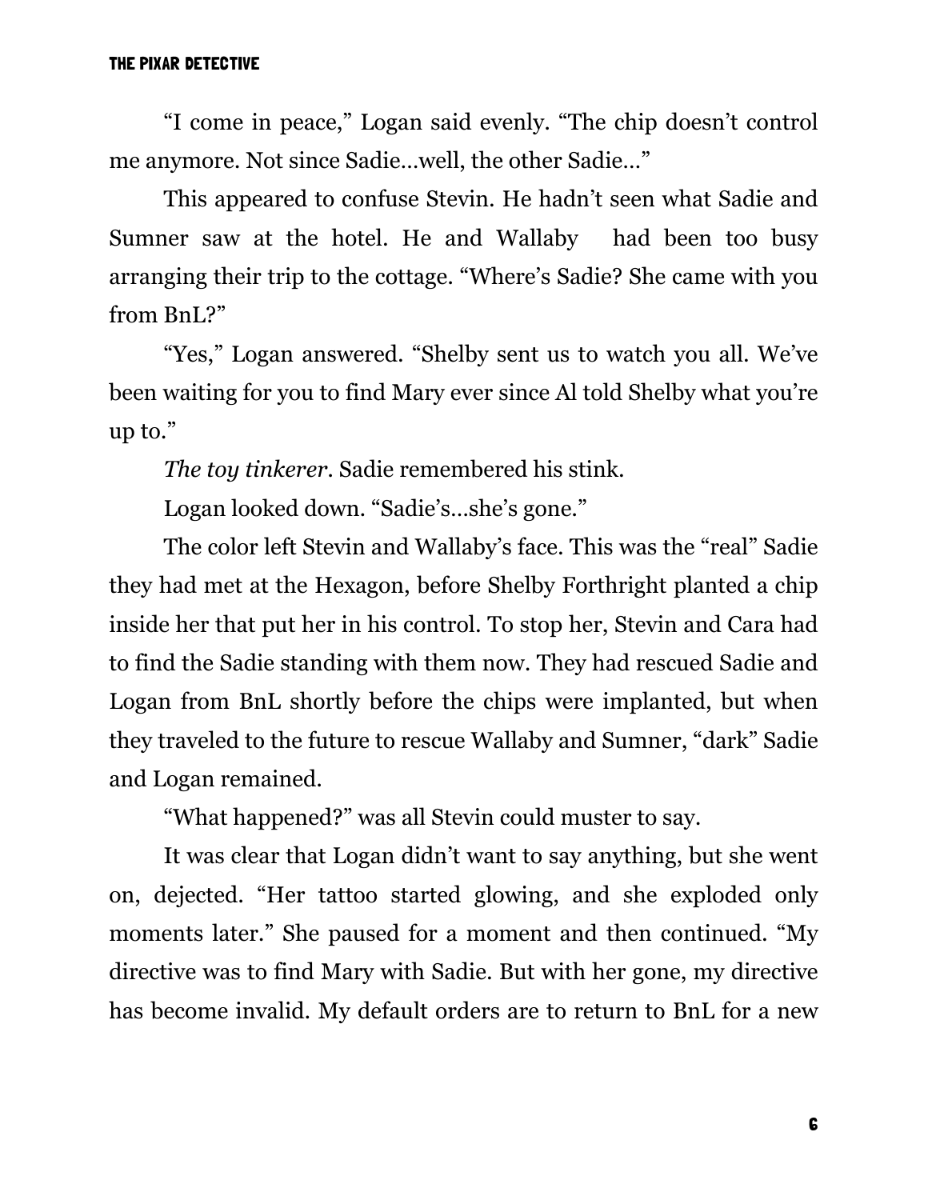"I come in peace," Logan said evenly. "The chip doesn't control me anymore. Not since Sadie…well, the other Sadie…"

This appeared to confuse Stevin. He hadn't seen what Sadie and Sumner saw at the hotel. He and Wallaby had been too busy arranging their trip to the cottage. "Where's Sadie? She came with you from BnL?"

"Yes," Logan answered. "Shelby sent us to watch you all. We've been waiting for you to find Mary ever since Al told Shelby what you're up to."

*The toy tinkerer*. Sadie remembered his stink.

Logan looked down. "Sadie's…she's gone."

The color left Stevin and Wallaby's face. This was the "real" Sadie they had met at the Hexagon, before Shelby Forthright planted a chip inside her that put her in his control. To stop her, Stevin and Cara had to find the Sadie standing with them now. They had rescued Sadie and Logan from BnL shortly before the chips were implanted, but when they traveled to the future to rescue Wallaby and Sumner, "dark" Sadie and Logan remained.

"What happened?" was all Stevin could muster to say.

It was clear that Logan didn't want to say anything, but she went on, dejected. "Her tattoo started glowing, and she exploded only moments later." She paused for a moment and then continued. "My directive was to find Mary with Sadie. But with her gone, my directive has become invalid. My default orders are to return to BnL for a new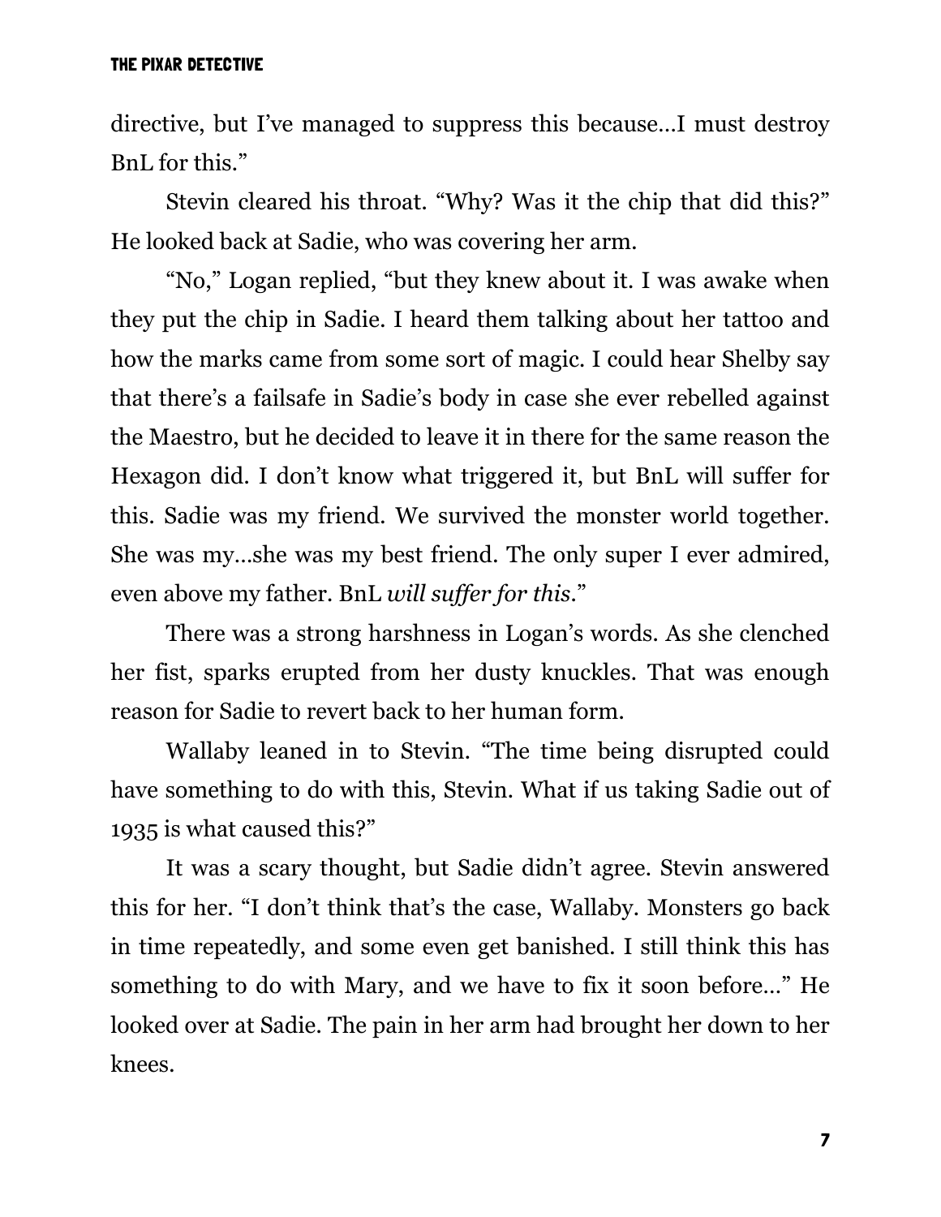directive, but I've managed to suppress this because…I must destroy BnL for this."

Stevin cleared his throat. "Why? Was it the chip that did this?" He looked back at Sadie, who was covering her arm.

"No," Logan replied, "but they knew about it. I was awake when they put the chip in Sadie. I heard them talking about her tattoo and how the marks came from some sort of magic. I could hear Shelby say that there's a failsafe in Sadie's body in case she ever rebelled against the Maestro, but he decided to leave it in there for the same reason the Hexagon did. I don't know what triggered it, but BnL will suffer for this. Sadie was my friend. We survived the monster world together. She was my…she was my best friend. The only super I ever admired, even above my father. BnL *will suffer for this*."

There was a strong harshness in Logan's words. As she clenched her fist, sparks erupted from her dusty knuckles. That was enough reason for Sadie to revert back to her human form.

Wallaby leaned in to Stevin. "The time being disrupted could have something to do with this, Stevin. What if us taking Sadie out of 1935 is what caused this?"

It was a scary thought, but Sadie didn't agree. Stevin answered this for her. "I don't think that's the case, Wallaby. Monsters go back in time repeatedly, and some even get banished. I still think this has something to do with Mary, and we have to fix it soon before…" He looked over at Sadie. The pain in her arm had brought her down to her knees.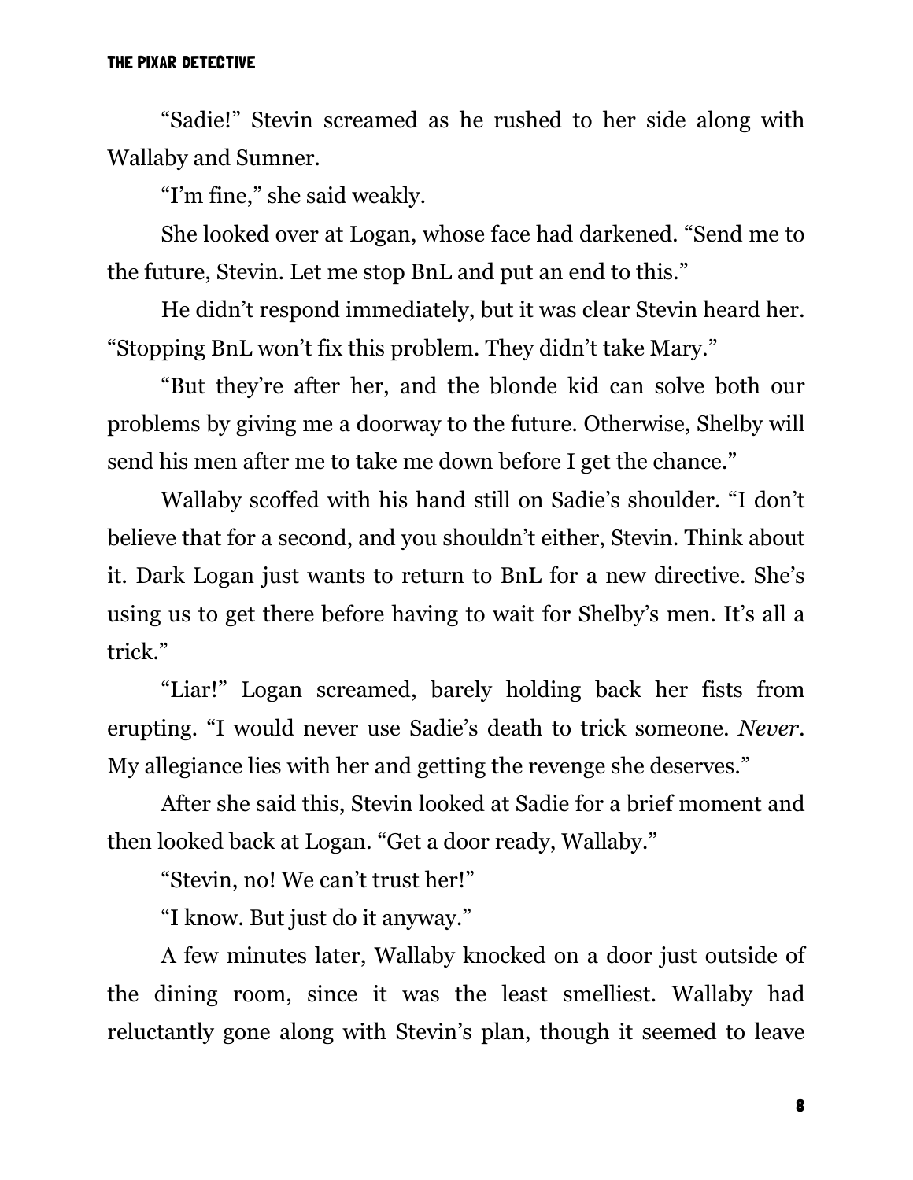"Sadie!" Stevin screamed as he rushed to her side along with Wallaby and Sumner.

"I'm fine," she said weakly.

She looked over at Logan, whose face had darkened. "Send me to the future, Stevin. Let me stop BnL and put an end to this."

He didn't respond immediately, but it was clear Stevin heard her. "Stopping BnL won't fix this problem. They didn't take Mary."

"But they're after her, and the blonde kid can solve both our problems by giving me a doorway to the future. Otherwise, Shelby will send his men after me to take me down before I get the chance."

Wallaby scoffed with his hand still on Sadie's shoulder. "I don't believe that for a second, and you shouldn't either, Stevin. Think about it. Dark Logan just wants to return to BnL for a new directive. She's using us to get there before having to wait for Shelby's men. It's all a trick."

"Liar!" Logan screamed, barely holding back her fists from erupting. "I would never use Sadie's death to trick someone. *Never*. My allegiance lies with her and getting the revenge she deserves."

After she said this, Stevin looked at Sadie for a brief moment and then looked back at Logan. "Get a door ready, Wallaby."

"Stevin, no! We can't trust her!"

"I know. But just do it anyway."

A few minutes later, Wallaby knocked on a door just outside of the dining room, since it was the least smelliest. Wallaby had reluctantly gone along with Stevin's plan, though it seemed to leave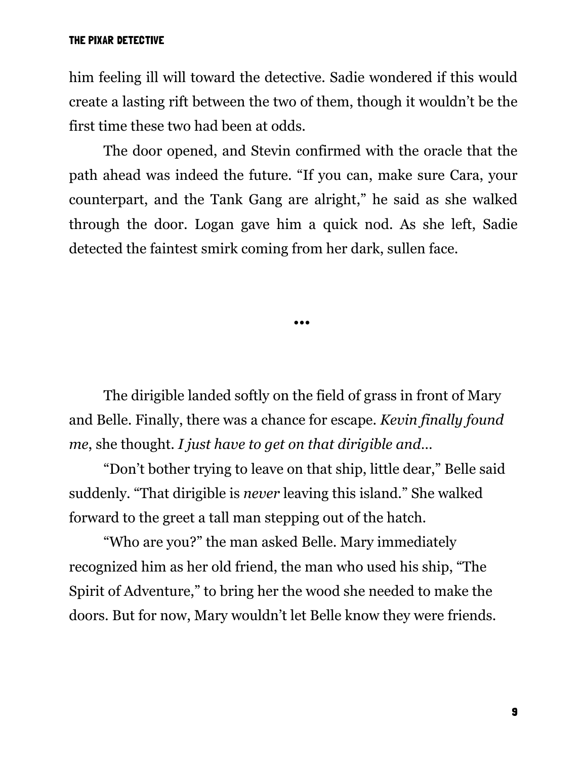him feeling ill will toward the detective. Sadie wondered if this would create a lasting rift between the two of them, though it wouldn't be the first time these two had been at odds.

The door opened, and Stevin confirmed with the oracle that the path ahead was indeed the future. "If you can, make sure Cara, your counterpart, and the Tank Gang are alright," he said as she walked through the door. Logan gave him a quick nod. As she left, Sadie detected the faintest smirk coming from her dark, sullen face.

•••

The dirigible landed softly on the field of grass in front of Mary and Belle. Finally, there was a chance for escape. *Kevin finally found me*, she thought. *I just have to get on that dirigible and…*

"Don't bother trying to leave on that ship, little dear," Belle said suddenly. "That dirigible is *never* leaving this island." She walked forward to the greet a tall man stepping out of the hatch.

"Who are you?" the man asked Belle. Mary immediately recognized him as her old friend, the man who used his ship, "The Spirit of Adventure," to bring her the wood she needed to make the doors. But for now, Mary wouldn't let Belle know they were friends.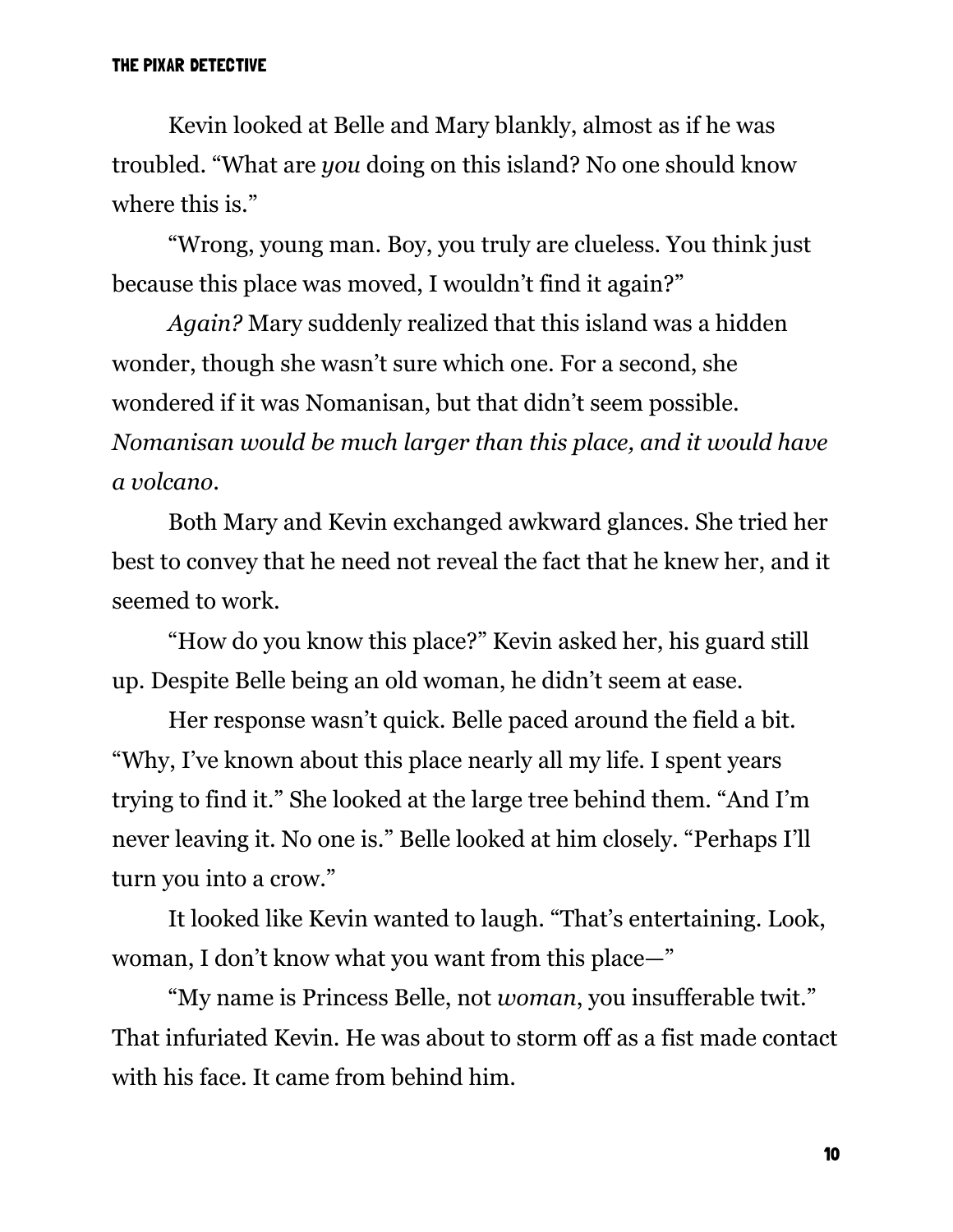Kevin looked at Belle and Mary blankly, almost as if he was troubled. "What are *you* doing on this island? No one should know where this is."

"Wrong, young man. Boy, you truly are clueless. You think just because this place was moved, I wouldn't find it again?"

*Again?* Mary suddenly realized that this island was a hidden wonder, though she wasn't sure which one. For a second, she wondered if it was Nomanisan, but that didn't seem possible. *Nomanisan would be much larger than this place, and it would have a volcano.*

Both Mary and Kevin exchanged awkward glances. She tried her best to convey that he need not reveal the fact that he knew her, and it seemed to work.

"How do you know this place?" Kevin asked her, his guard still up. Despite Belle being an old woman, he didn't seem at ease.

Her response wasn't quick. Belle paced around the field a bit. "Why, I've known about this place nearly all my life. I spent years trying to find it." She looked at the large tree behind them. "And I'm never leaving it. No one is." Belle looked at him closely. "Perhaps I'll turn you into a crow."

It looked like Kevin wanted to laugh. "That's entertaining. Look, woman, I don't know what you want from this place—"

"My name is Princess Belle, not *woman*, you insufferable twit." That infuriated Kevin. He was about to storm off as a fist made contact with his face. It came from behind him.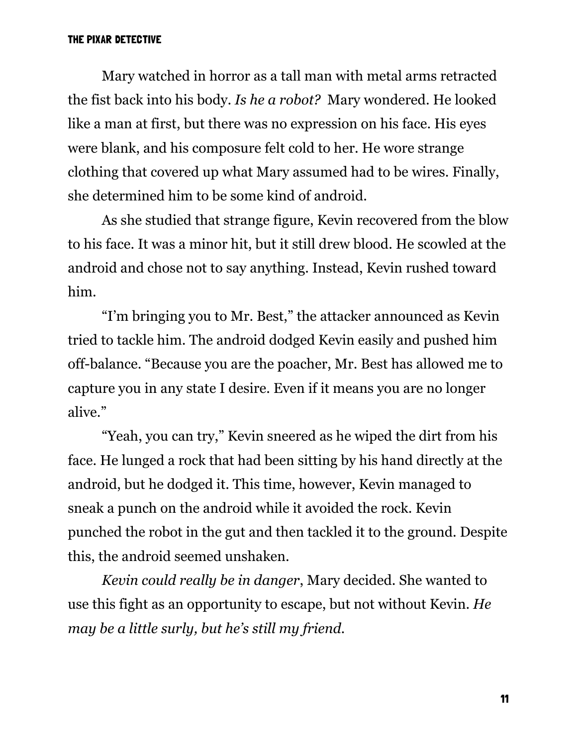Mary watched in horror as a tall man with metal arms retracted the fist back into his body. *Is he a robot?* Mary wondered. He looked like a man at first, but there was no expression on his face. His eyes were blank, and his composure felt cold to her. He wore strange clothing that covered up what Mary assumed had to be wires. Finally, she determined him to be some kind of android.

As she studied that strange figure, Kevin recovered from the blow to his face. It was a minor hit, but it still drew blood. He scowled at the android and chose not to say anything. Instead, Kevin rushed toward him.

"I'm bringing you to Mr. Best," the attacker announced as Kevin tried to tackle him. The android dodged Kevin easily and pushed him off-balance. "Because you are the poacher, Mr. Best has allowed me to capture you in any state I desire. Even if it means you are no longer alive."

"Yeah, you can try," Kevin sneered as he wiped the dirt from his face. He lunged a rock that had been sitting by his hand directly at the android, but he dodged it. This time, however, Kevin managed to sneak a punch on the android while it avoided the rock. Kevin punched the robot in the gut and then tackled it to the ground. Despite this, the android seemed unshaken.

*Kevin could really be in danger*, Mary decided. She wanted to use this fight as an opportunity to escape, but not without Kevin. *He may be a little surly, but he's still my friend.*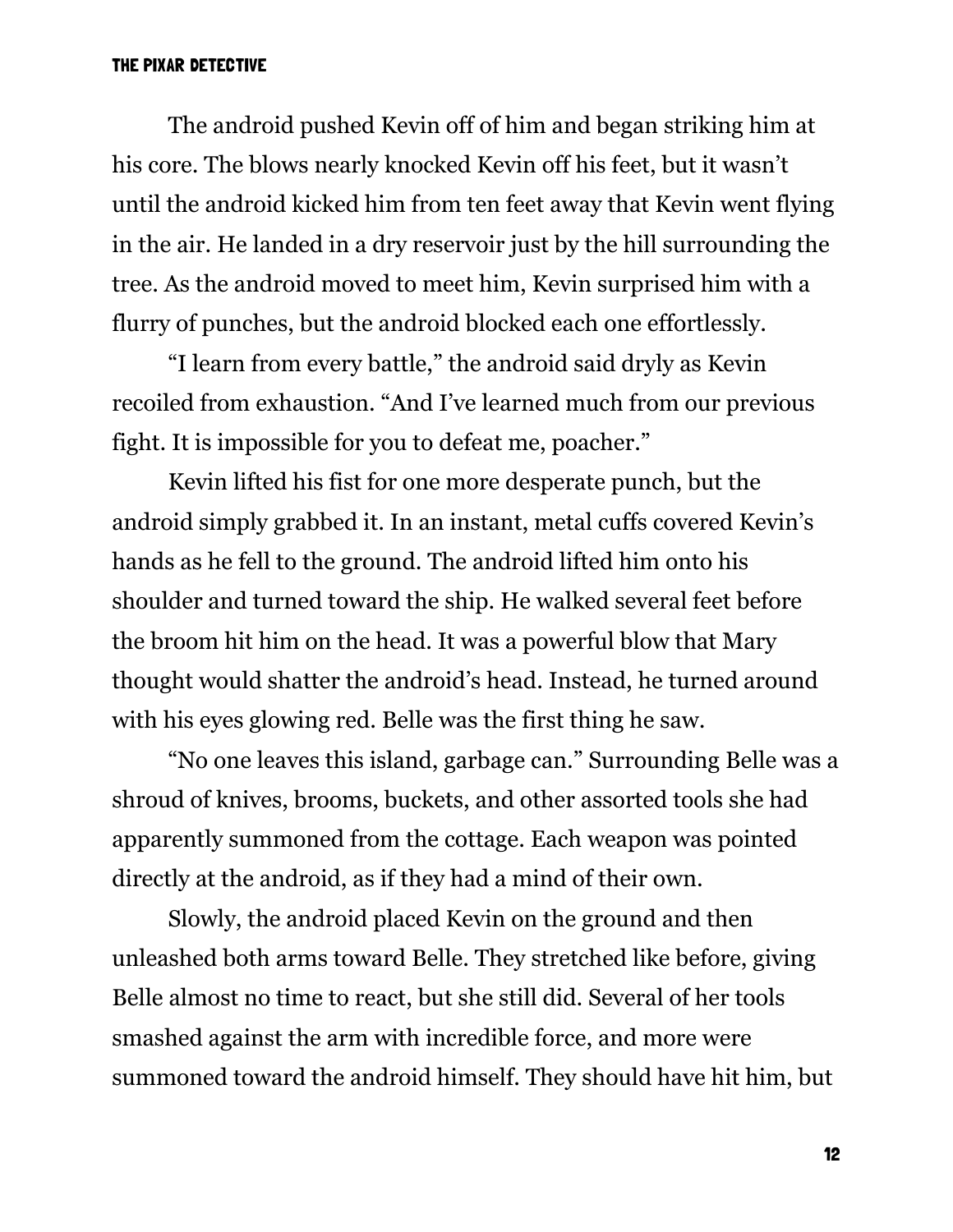The android pushed Kevin off of him and began striking him at his core. The blows nearly knocked Kevin off his feet, but it wasn't until the android kicked him from ten feet away that Kevin went flying in the air. He landed in a dry reservoir just by the hill surrounding the tree. As the android moved to meet him, Kevin surprised him with a flurry of punches, but the android blocked each one effortlessly.

"I learn from every battle," the android said dryly as Kevin recoiled from exhaustion. "And I've learned much from our previous fight. It is impossible for you to defeat me, poacher."

Kevin lifted his fist for one more desperate punch, but the android simply grabbed it. In an instant, metal cuffs covered Kevin's hands as he fell to the ground. The android lifted him onto his shoulder and turned toward the ship. He walked several feet before the broom hit him on the head. It was a powerful blow that Mary thought would shatter the android's head. Instead, he turned around with his eyes glowing red. Belle was the first thing he saw.

"No one leaves this island, garbage can." Surrounding Belle was a shroud of knives, brooms, buckets, and other assorted tools she had apparently summoned from the cottage. Each weapon was pointed directly at the android, as if they had a mind of their own.

Slowly, the android placed Kevin on the ground and then unleashed both arms toward Belle. They stretched like before, giving Belle almost no time to react, but she still did. Several of her tools smashed against the arm with incredible force, and more were summoned toward the android himself. They should have hit him, but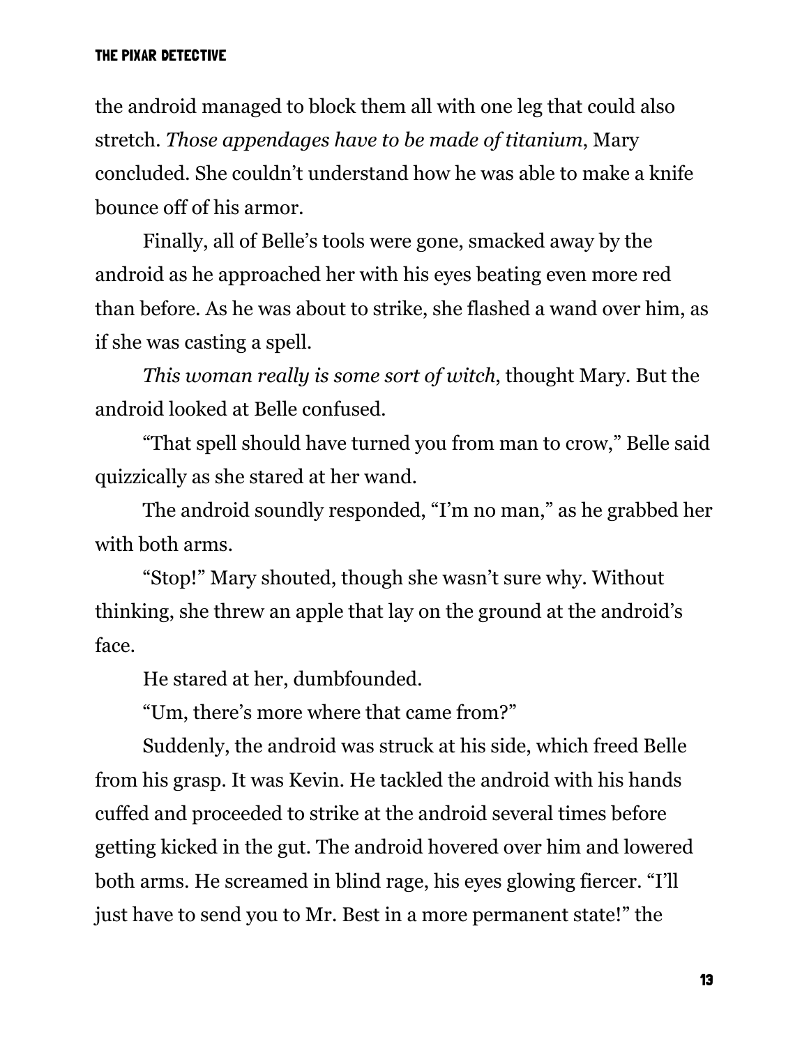the android managed to block them all with one leg that could also stretch. *Those appendages have to be made of titanium*, Mary concluded. She couldn't understand how he was able to make a knife bounce off of his armor.

Finally, all of Belle's tools were gone, smacked away by the android as he approached her with his eyes beating even more red than before. As he was about to strike, she flashed a wand over him, as if she was casting a spell.

*This woman really is some sort of witch*, thought Mary. But the android looked at Belle confused.

"That spell should have turned you from man to crow," Belle said quizzically as she stared at her wand.

The android soundly responded, "I'm no man," as he grabbed her with both arms.

"Stop!" Mary shouted, though she wasn't sure why. Without thinking, she threw an apple that lay on the ground at the android's face.

He stared at her, dumbfounded.

"Um, there's more where that came from?"

Suddenly, the android was struck at his side, which freed Belle from his grasp. It was Kevin. He tackled the android with his hands cuffed and proceeded to strike at the android several times before getting kicked in the gut. The android hovered over him and lowered both arms. He screamed in blind rage, his eyes glowing fiercer. "I'll just have to send you to Mr. Best in a more permanent state!" the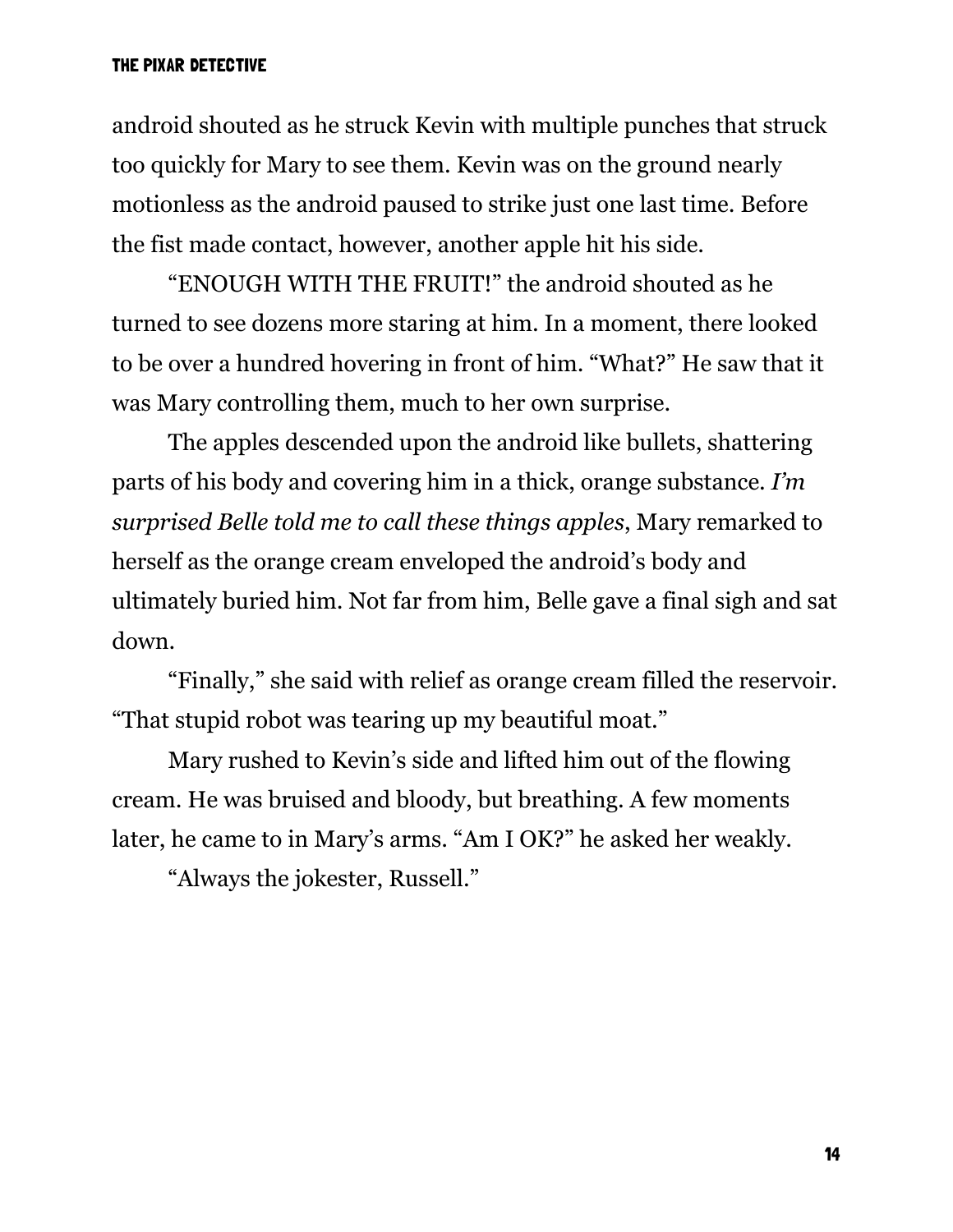android shouted as he struck Kevin with multiple punches that struck too quickly for Mary to see them. Kevin was on the ground nearly motionless as the android paused to strike just one last time. Before the fist made contact, however, another apple hit his side.

"ENOUGH WITH THE FRUIT!" the android shouted as he turned to see dozens more staring at him. In a moment, there looked to be over a hundred hovering in front of him. "What?" He saw that it was Mary controlling them, much to her own surprise.

The apples descended upon the android like bullets, shattering parts of his body and covering him in a thick, orange substance. *I'm surprised Belle told me to call these things apples,* Mary remarked to herself as the orange cream enveloped the android's body and ultimately buried him. Not far from him, Belle gave a final sigh and sat down.

"Finally," she said with relief as orange cream filled the reservoir. "That stupid robot was tearing up my beautiful moat."

Mary rushed to Kevin's side and lifted him out of the flowing cream. He was bruised and bloody, but breathing. A few moments later, he came to in Mary's arms. "Am I OK?" he asked her weakly.

"Always the jokester, Russell."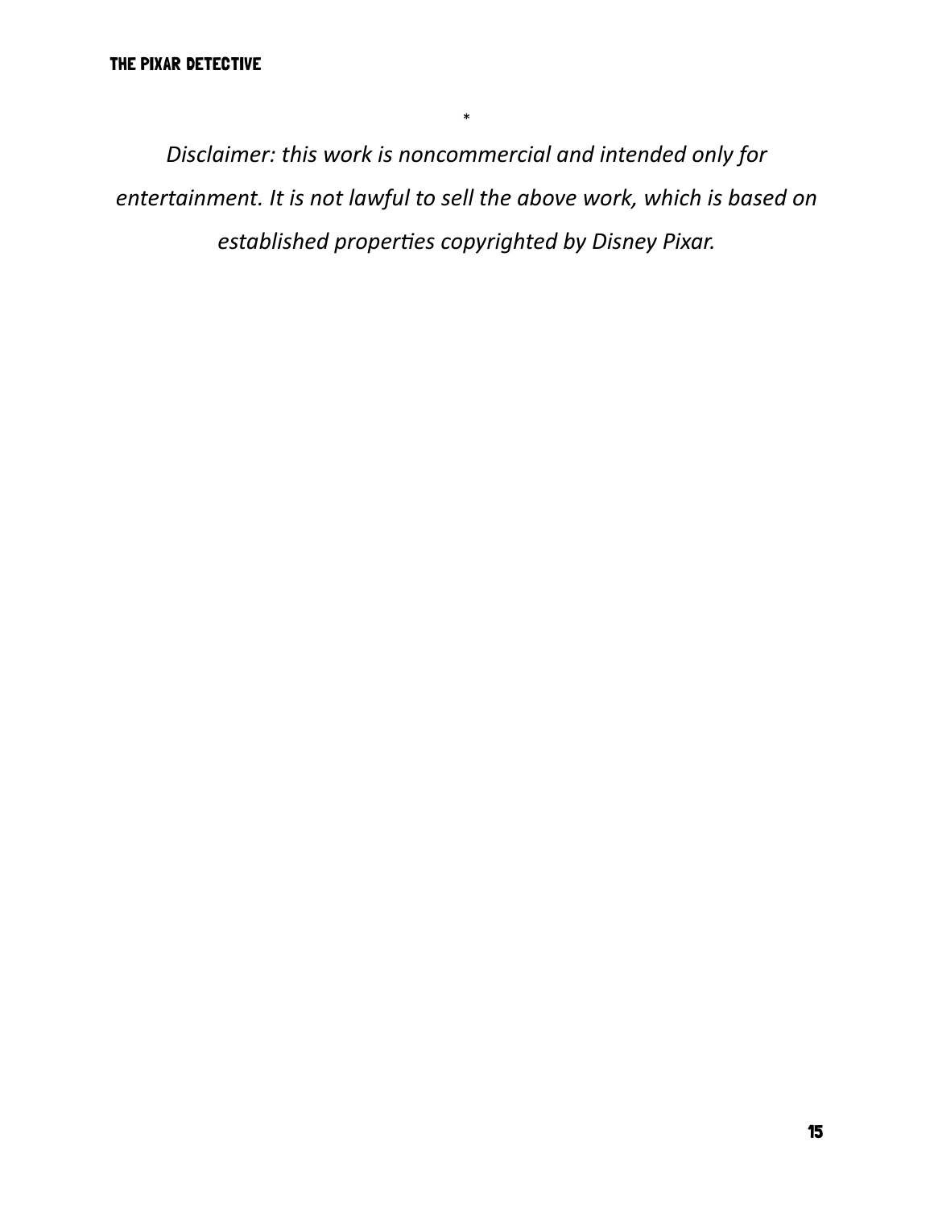*

*Disclaimer: this work is noncommercial and intended only for entertainment. It is not lawful to sell the above work, which is based on established properties copyrighted by Disney Pixar.*